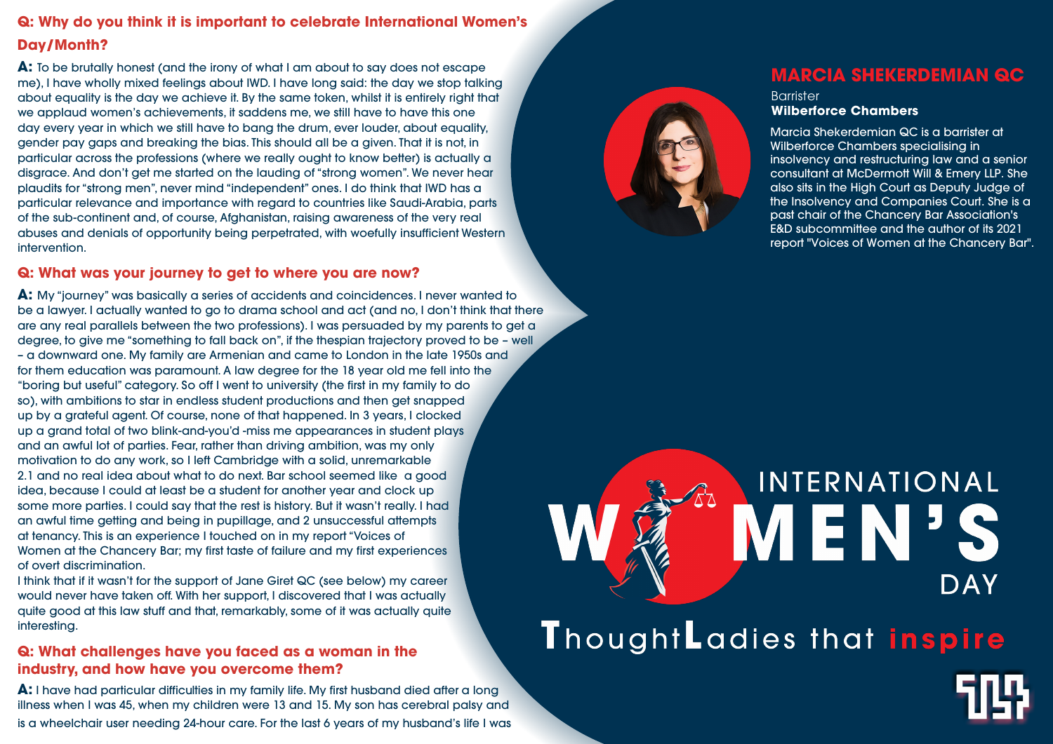# MARCIA SHEKERDEMIAN QC

Barrister
**Wilberforce Chambers**

Marcia Shekerdemian QC is a barrister at Wilberforce Chambers specialising in insolvency and restructuring law and a senior consultant at McDermott Will & Emery LLP. She also sits in the High Court as Deputy Judge of the Insolvency and Companies Court. She is a past chair of the Chancery Bar Association's E&D subcommittee and the author of its 2021 report "Voices of Women at the Chancery Bar".

## Q: Why do you think it is important to celebrate International Women's Day/Month?

**A:** To be brutally honest (and the irony of what I am about to say does not escape me), I have wholly mixed feelings about IWD. I have long said: the day we stop talking about equality is the day we achieve it. By the same token, whilst it is entirely right that we applaud women's achievements, it saddens me, we still have to have this one day every year in which we still have to bang the drum, ever louder, about equality, gender pay gaps and breaking the bias. This should all be a given. That it is not, in particular across the professions (where we really ought to know better) is actually a disgrace. And don't get me started on the lauding of "strong women". We never hear plaudits for "strong men", never mind "independent" ones. I do think that IWD has a particular relevance and importance with regard to countries like Saudi-Arabia, parts of the sub-continent and, of course, Afghanistan, raising awareness of the very real abuses and denials of opportunity being perpetrated, with woefully insufficient Western intervention.

## Q: What was your journey to get to where you are now?

**A:** My "journey" was basically a series of accidents and coincidences. I never wanted to be a lawyer. I actually wanted to go to drama school and act (and no, I don't think that there are any real parallels between the two professions). I was persuaded by my parents to get a degree, to give me "something to fall back on", if the thespian trajectory proved to be – well – a downward one. My family are Armenian and came to London in the late 1950s and for them education was paramount. A law degree for the 18 year old me fell into the "boring but useful" category. So off I went to university (the first in my family to do so), with ambitions to star in endless student productions and then get snapped up by a grateful agent. Of course, none of that happened. In 3 years, I clocked up a grand total of two blink-and-you'd -miss me appearances in student plays and an awful lot of parties. Fear, rather than driving ambition, was my only motivation to do any work, so I left Cambridge with a solid, unremarkable 2.1 and no real idea about what to do next. Bar school seemed like a good idea, because I could at least be a student for another year and clock up some more parties. I could say that the rest is history. But it wasn't really. I had an awful time getting and being in pupillage, and 2 unsuccessful attempts at tenancy. This is an experience I touched on in my report "Voices of Women at the Chancery Bar; my first taste of failure and my first experiences of overt discrimination.

I think that if it wasn't for the support of Jane Giret QC (see below) my career would never have taken off. With her support, I discovered that I was actually quite good at this law stuff and that, remarkably, some of it was actually quite interesting.

## Q: What challenges have you faced as a woman in the industry, and how have you overcome them?

**A:** I have had particular difficulties in my family life. My first husband died after a long illness when I was 45, when my children were 13 and 15. My son has cerebral palsy and is a wheelchair user needing 24-hour care. For the last 6 years of my husband's life I was

INTERNATIONAL WOMEN'S DAY

ThoughtLadies that inspire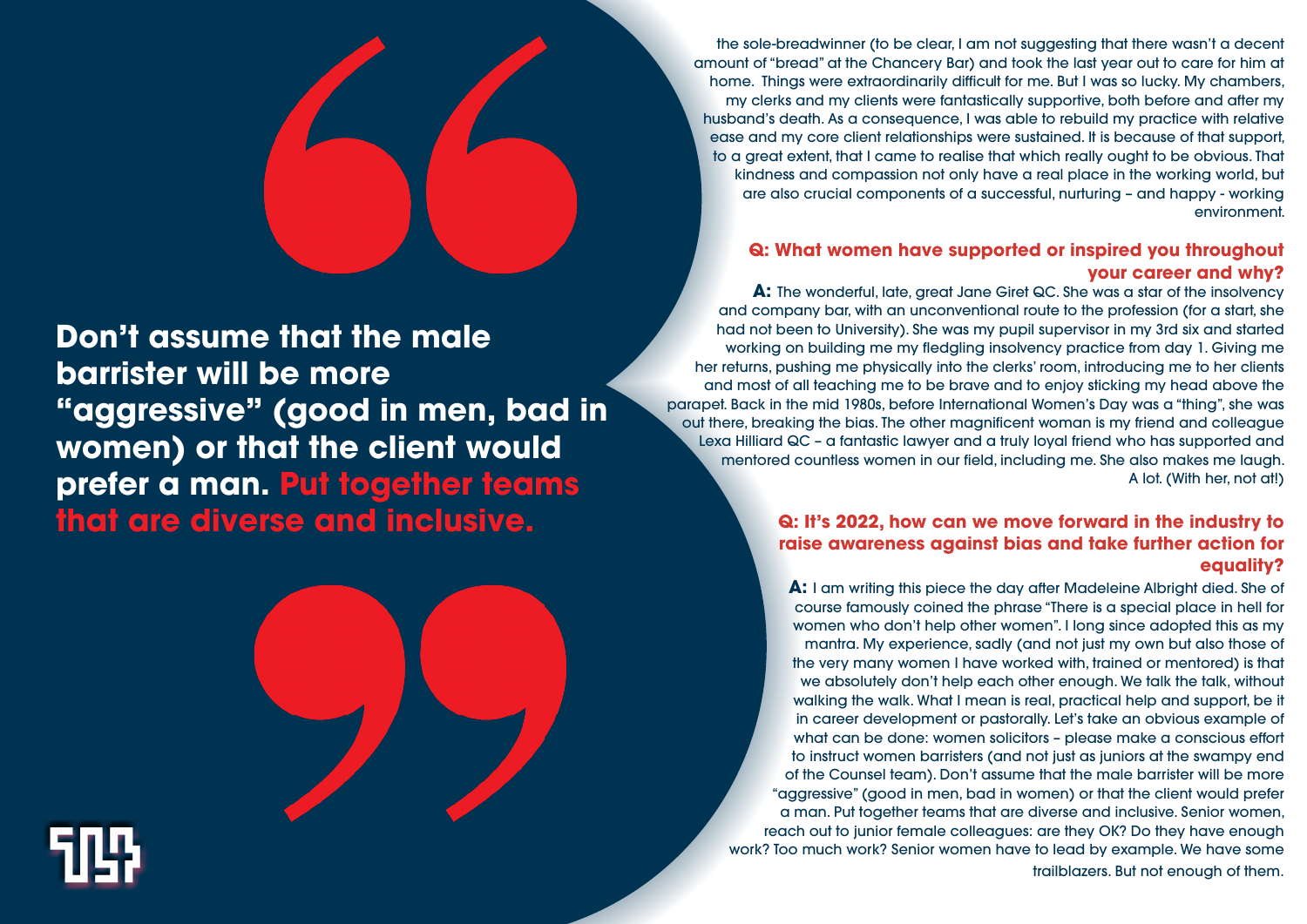> **Don't assume that the male barrister will be more "aggressive" (good in men, bad in women) or that the client would prefer a man. Put together teams that are diverse and inclusive.**

the sole-breadwinner (to be clear, I am not suggesting that there wasn't a decent amount of "bread" at the Chancery Bar) and took the last year out to care for him at home. Things were extraordinarily difficult for me. But I was so lucky. My chambers, my clerks and my clients were fantastically supportive, both before and after my husband's death. As a consequence, I was able to rebuild my practice with relative ease and my core client relationships were sustained. It is because of that support, to a great extent, that I came to realise that which really ought to be obvious. That kindness and compassion not only have a real place in the working world, but are also crucial components of a successful, nurturing – and happy - working environment.

### Q: What women have supported or inspired you throughout your career and why?

**A:** The wonderful, late, great Jane Giret QC. She was a star of the insolvency and company bar, with an unconventional route to the profession (for a start, she had not been to University). She was my pupil supervisor in my 3rd six and started working on building me my fledgling insolvency practice from day 1. Giving me her returns, pushing me physically into the clerks' room, introducing me to her clients and most of all teaching me to be brave and to enjoy sticking my head above the parapet. Back in the mid 1980s, before International Women's Day was a "thing", she was out there, breaking the bias. The other magnificent woman is my friend and colleague Lexa Hilliard QC – a fantastic lawyer and a truly loyal friend who has supported and mentored countless women in our field, including me. She also makes me laugh. A lot. (With her, not at!)

### Q: It's 2022, how can we move forward in the industry to raise awareness against bias and take further action for equality?

**A:** I am writing this piece the day after Madeleine Albright died. She of course famously coined the phrase "There is a special place in hell for women who don't help other women". I long since adopted this as my mantra. My experience, sadly (and not just my own but also those of the very many women I have worked with, trained or mentored) is that we absolutely don't help each other enough. We talk the talk, without walking the walk. What I mean is real, practical help and support, be it in career development or pastorally. Let's take an obvious example of what can be done: women solicitors – please make a conscious effort to instruct women barristers (and not just as juniors at the swampy end of the Counsel team). Don't assume that the male barrister will be more "aggressive" (good in men, bad in women) or that the client would prefer a man. Put together teams that are diverse and inclusive. Senior women, reach out to junior female colleagues: are they OK? Do they have enough work? Too much work? Senior women have to lead by example. We have some trailblazers. But not enough of them.